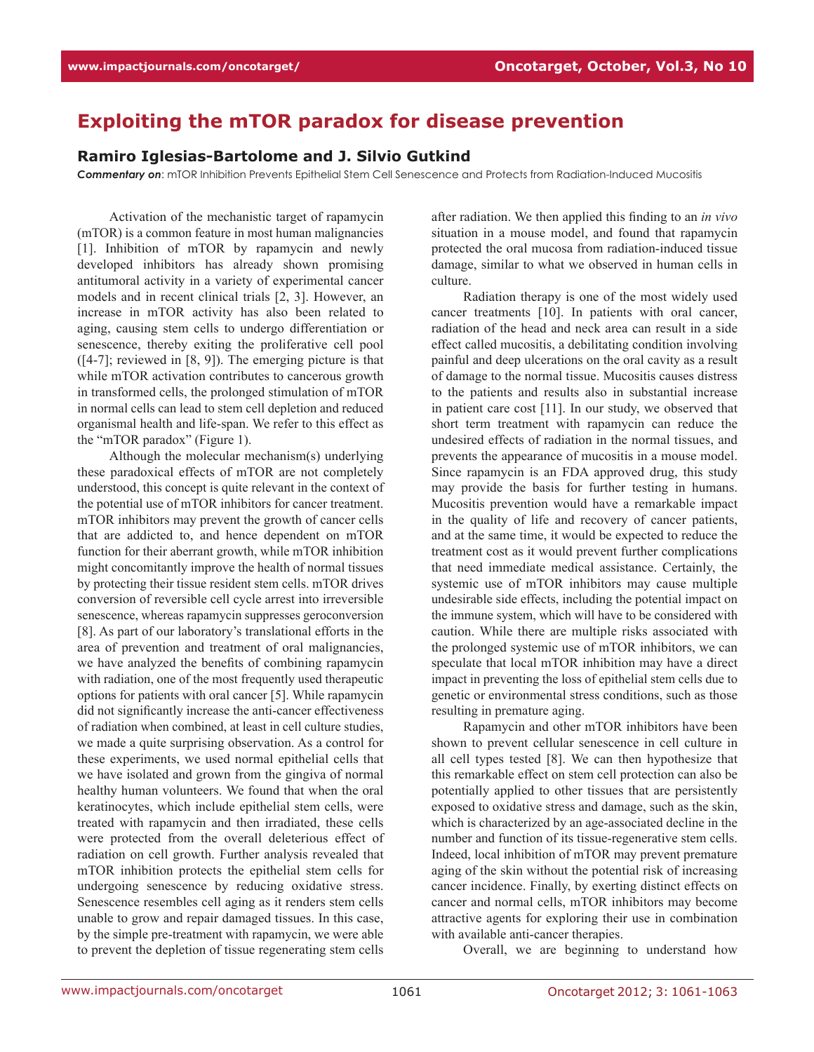# Exploiting the mTOR paradox for disease prevention

### Ramiro Iglesias-Bartolome and J. Silvio Gutkind

***Commentary on***: mTOR Inhibition Prevents Epithelial Stem Cell Senescence and Protects from Radiation-Induced Mucositis

Activation of the mechanistic target of rapamycin (mTOR) is a common feature in most human malignancies [1]. Inhibition of mTOR by rapamycin and newly developed inhibitors has already shown promising antitumoral activity in a variety of experimental cancer models and in recent clinical trials [2, 3]. However, an increase in mTOR activity has also been related to aging, causing stem cells to undergo differentiation or senescence, thereby exiting the proliferative cell pool ([4-7]; reviewed in [8, 9]). The emerging picture is that while mTOR activation contributes to cancerous growth in transformed cells, the prolonged stimulation of mTOR in normal cells can lead to stem cell depletion and reduced organismal health and life-span. We refer to this effect as the "mTOR paradox" (Figure 1).

Although the molecular mechanism(s) underlying these paradoxical effects of mTOR are not completely understood, this concept is quite relevant in the context of the potential use of mTOR inhibitors for cancer treatment. mTOR inhibitors may prevent the growth of cancer cells that are addicted to, and hence dependent on mTOR function for their aberrant growth, while mTOR inhibition might concomitantly improve the health of normal tissues by protecting their tissue resident stem cells. mTOR drives conversion of reversible cell cycle arrest into irreversible senescence, whereas rapamycin suppresses geroconversion [8]. As part of our laboratory's translational efforts in the area of prevention and treatment of oral malignancies, we have analyzed the benefits of combining rapamycin with radiation, one of the most frequently used therapeutic options for patients with oral cancer [5]. While rapamycin did not significantly increase the anti-cancer effectiveness of radiation when combined, at least in cell culture studies, we made a quite surprising observation. As a control for these experiments, we used normal epithelial cells that we have isolated and grown from the gingiva of normal healthy human volunteers. We found that when the oral keratinocytes, which include epithelial stem cells, were treated with rapamycin and then irradiated, these cells were protected from the overall deleterious effect of radiation on cell growth. Further analysis revealed that mTOR inhibition protects the epithelial stem cells for undergoing senescence by reducing oxidative stress. Senescence resembles cell aging as it renders stem cells unable to grow and repair damaged tissues. In this case, by the simple pre-treatment with rapamycin, we were able to prevent the depletion of tissue regenerating stem cells after radiation. We then applied this finding to an *in vivo* situation in a mouse model, and found that rapamycin protected the oral mucosa from radiation-induced tissue damage, similar to what we observed in human cells in culture.

Radiation therapy is one of the most widely used cancer treatments [10]. In patients with oral cancer, radiation of the head and neck area can result in a side effect called mucositis, a debilitating condition involving painful and deep ulcerations on the oral cavity as a result of damage to the normal tissue. Mucositis causes distress to the patients and results also in substantial increase in patient care cost [11]. In our study, we observed that short term treatment with rapamycin can reduce the undesired effects of radiation in the normal tissues, and prevents the appearance of mucositis in a mouse model. Since rapamycin is an FDA approved drug, this study may provide the basis for further testing in humans. Mucositis prevention would have a remarkable impact in the quality of life and recovery of cancer patients, and at the same time, it would be expected to reduce the treatment cost as it would prevent further complications that need immediate medical assistance. Certainly, the systemic use of mTOR inhibitors may cause multiple undesirable side effects, including the potential impact on the immune system, which will have to be considered with caution. While there are multiple risks associated with the prolonged systemic use of mTOR inhibitors, we can speculate that local mTOR inhibition may have a direct impact in preventing the loss of epithelial stem cells due to genetic or environmental stress conditions, such as those resulting in premature aging.

Rapamycin and other mTOR inhibitors have been shown to prevent cellular senescence in cell culture in all cell types tested [8]. We can then hypothesize that this remarkable effect on stem cell protection can also be potentially applied to other tissues that are persistently exposed to oxidative stress and damage, such as the skin, which is characterized by an age-associated decline in the number and function of its tissue-regenerative stem cells. Indeed, local inhibition of mTOR may prevent premature aging of the skin without the potential risk of increasing cancer incidence. Finally, by exerting distinct effects on cancer and normal cells, mTOR inhibitors may become attractive agents for exploring their use in combination with available anti-cancer therapies.

Overall, we are beginning to understand how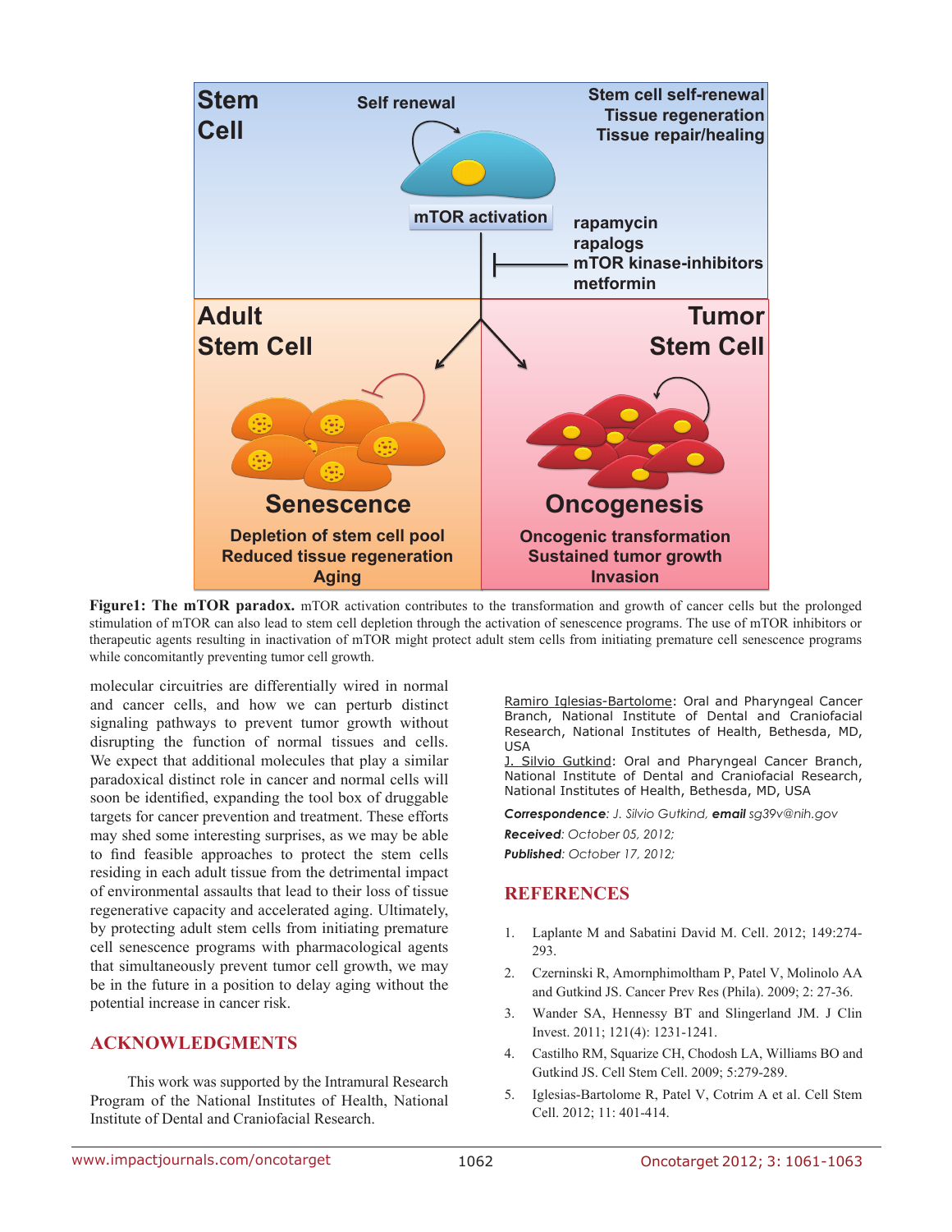**Figure1: The mTOR paradox.** mTOR activation contributes to the transformation and growth of cancer cells but the prolonged stimulation of mTOR can also lead to stem cell depletion through the activation of senescence programs. The use of mTOR inhibitors or therapeutic agents resulting in inactivation of mTOR might protect adult stem cells from initiating premature cell senescence programs while concomitantly preventing tumor cell growth.

molecular circuitries are differentially wired in normal and cancer cells, and how we can perturb distinct signaling pathways to prevent tumor growth without disrupting the function of normal tissues and cells. We expect that additional molecules that play a similar paradoxical distinct role in cancer and normal cells will soon be identified, expanding the tool box of druggable targets for cancer prevention and treatment. These efforts may shed some interesting surprises, as we may be able to find feasible approaches to protect the stem cells residing in each adult tissue from the detrimental impact of environmental assaults that lead to their loss of tissue regenerative capacity and accelerated aging. Ultimately, by protecting adult stem cells from initiating premature cell senescence programs with pharmacological agents that simultaneously prevent tumor cell growth, we may be in the future in a position to delay aging without the potential increase in cancer risk.

## ACKNOWLEDGMENTS

This work was supported by the Intramural Research Program of the National Institutes of Health, National Institute of Dental and Craniofacial Research.

Ramiro Iglesias-Bartolome: Oral and Pharyngeal Cancer Branch, National Institute of Dental and Craniofacial Research, National Institutes of Health, Bethesda, MD, USA

J. Silvio Gutkind: Oral and Pharyngeal Cancer Branch, National Institute of Dental and Craniofacial Research, National Institutes of Health, Bethesda, MD, USA

***Correspondence***: *J. Silvio Gutkind,* ***email*** *sg39v@nih.gov*

***Received***: *October 05, 2012;*

***Published***: *October 17, 2012;*

## REFERENCES

1. Laplante M and Sabatini David M. Cell. 2012; 149:274-293.
2. Czerninski R, Amornphimoltham P, Patel V, Molinolo AA and Gutkind JS. Cancer Prev Res (Phila). 2009; 2: 27-36.
3. Wander SA, Hennessy BT and Slingerland JM. J Clin Invest. 2011; 121(4): 1231-1241.
4. Castilho RM, Squarize CH, Chodosh LA, Williams BO and Gutkind JS. Cell Stem Cell. 2009; 5:279-289.
5. Iglesias-Bartolome R, Patel V, Cotrim A et al. Cell Stem Cell. 2012; 11: 401-414.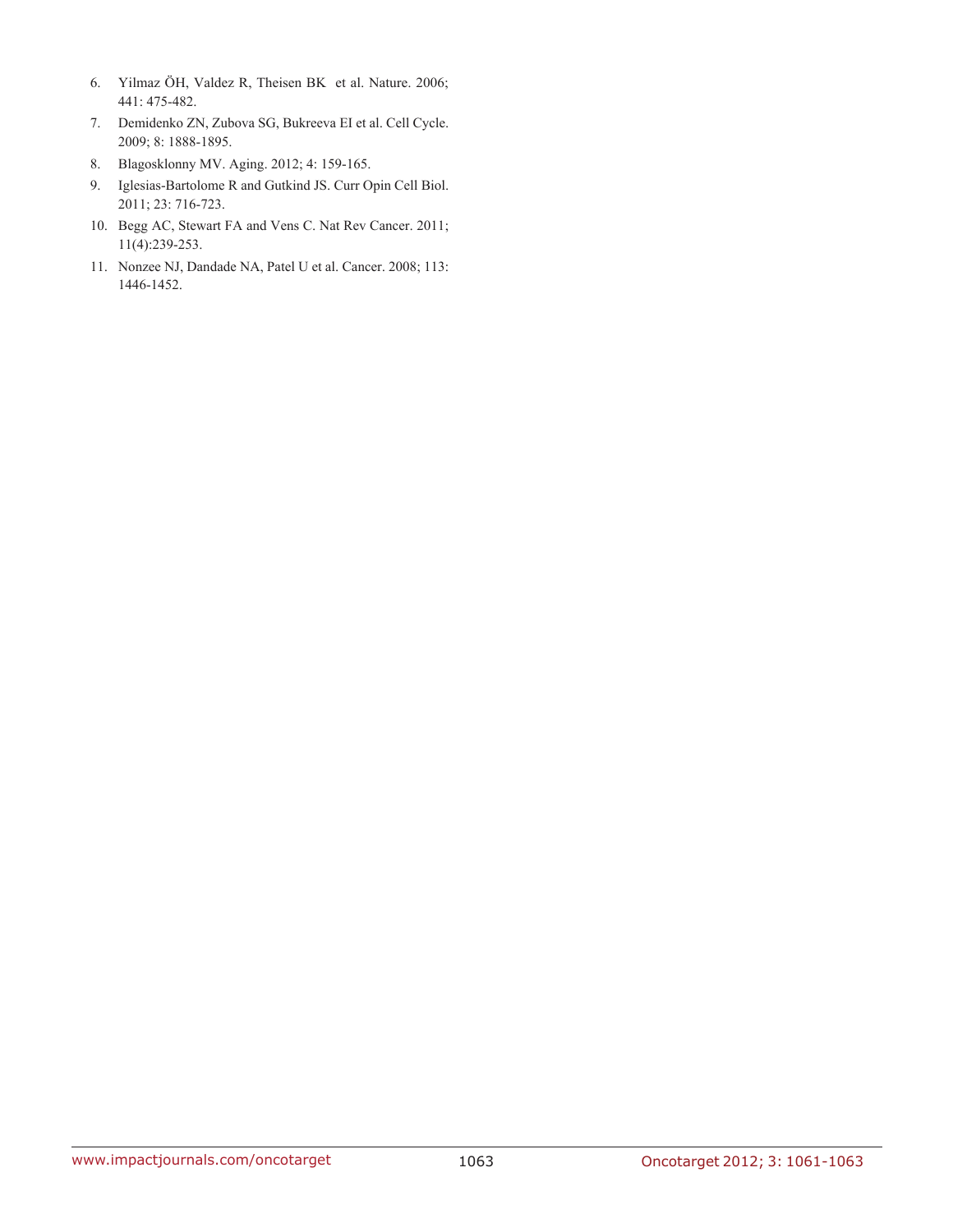6. Yilmaz ÖH, Valdez R, Theisen BK et al. Nature. 2006; 441: 475-482.
7. Demidenko ZN, Zubova SG, Bukreeva EI et al. Cell Cycle. 2009; 8: 1888-1895.
8. Blagosklonny MV. Aging. 2012; 4: 159-165.
9. Iglesias-Bartolome R and Gutkind JS. Curr Opin Cell Biol. 2011; 23: 716-723.
10. Begg AC, Stewart FA and Vens C. Nat Rev Cancer. 2011; 11(4):239-253.
11. Nonzee NJ, Dandade NA, Patel U et al. Cancer. 2008; 113: 1446-1452.